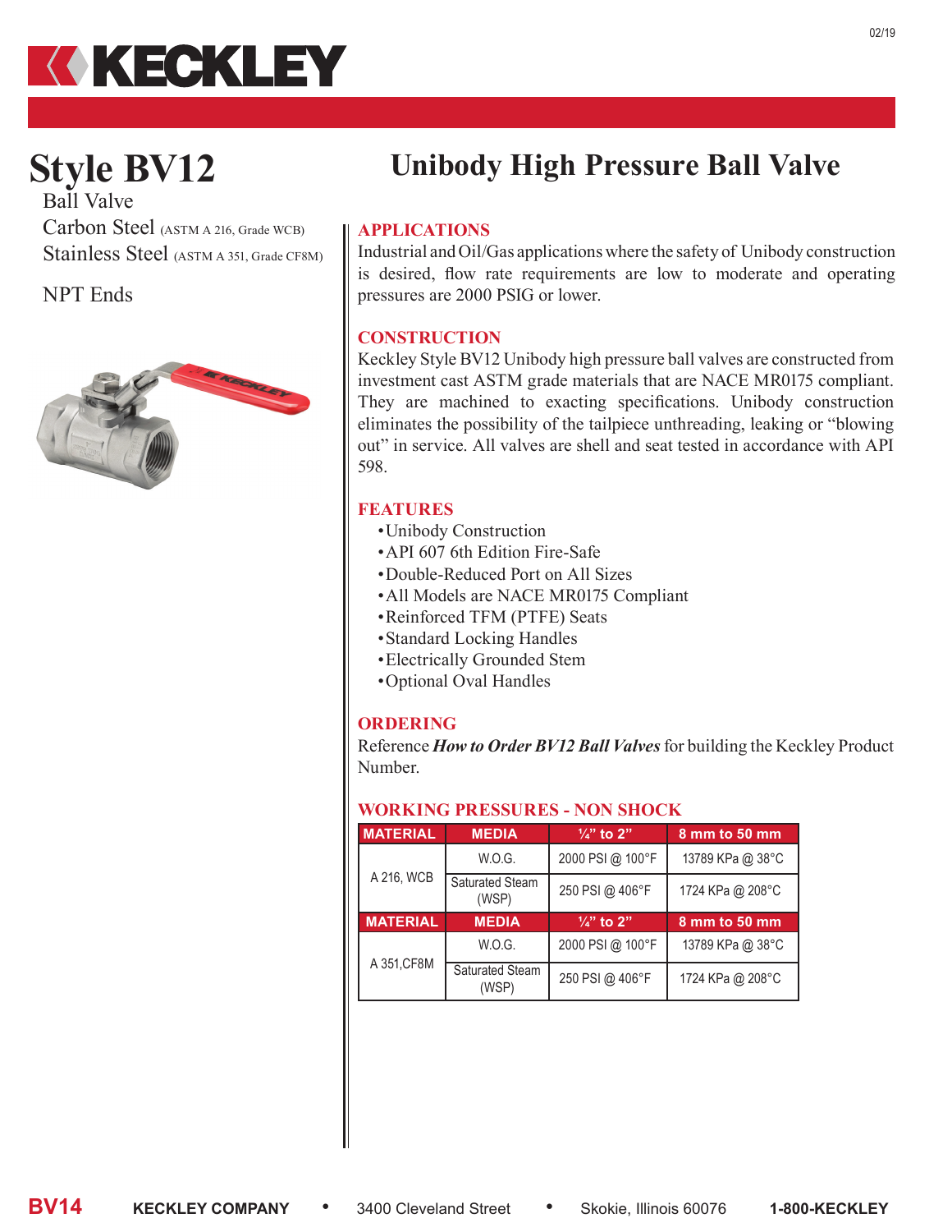# Style BV12

Ball Valve

Carbon Steel (ASTM A 216, Grade WCB)

Stainless Steel (ASTM A 351, Grade CF8M)

NPT Ends

# Unibody High Pressure Ball Valve

## APPLICATIONS

Industrial and Oil/Gas applications where the safety of Unibody construction is desired, flow rate requirements are low to moderate and operating pressures are 2000 PSIG or lower.

## CONSTRUCTION

Keckley Style BV12 Unibody high pressure ball valves are constructed from investment cast ASTM grade materials that are NACE MR0175 compliant. They are machined to exacting specifications. Unibody construction eliminates the possibility of the tailpiece unthreading, leaking or "blowing out" in service. All valves are shell and seat tested in accordance with API 598.

## FEATURES

- Unibody Construction
- API 607 6th Edition Fire-Safe
- Double-Reduced Port on All Sizes
- All Models are NACE MR0175 Compliant
- Reinforced TFM (PTFE) Seats
- Standard Locking Handles
- Electrically Grounded Stem
- Optional Oval Handles

## ORDERING

Reference ***How to Order BV12 Ball Valves*** for building the Keckley Product Number.

## WORKING PRESSURES - NON SHOCK

| MATERIAL | MEDIA | ¼" to 2" | 8 mm to 50 mm |
|---|---|---|---|
| A 216, WCB | W.O.G. | 2000 PSI @ 100°F | 13789 KPa @ 38°C |
| | Saturated Steam (WSP) | 250 PSI @ 406°F | 1724 KPa @ 208°C |
| **MATERIAL** | **MEDIA** | **¼" to 2"** | **8 mm to 50 mm** |
| A 351,CF8M | W.O.G. | 2000 PSI @ 100°F | 13789 KPa @ 38°C |
| | Saturated Steam (WSP) | 250 PSI @ 406°F | 1724 KPa @ 208°C |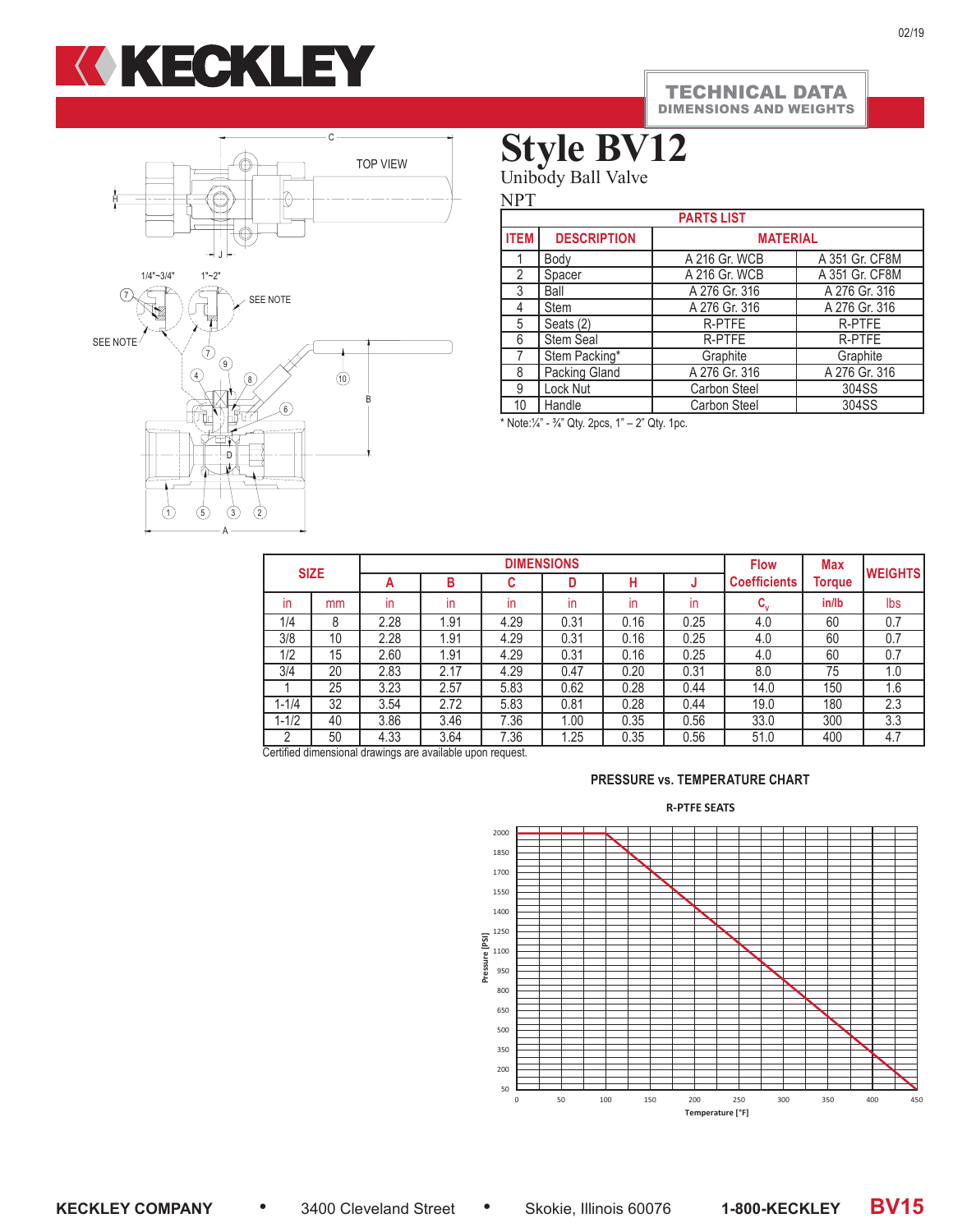KECKLEY

TECHNICAL DATA
DIMENSIONS AND WEIGHTS

02/19

TOP VIEW

C

H

J

1/4"~3/4"   1"~2"

SEE NOTE

SEE NOTE

B

D

A

# Style BV12

Unibody Ball Valve

NPT

| PARTS LIST | | | |
|---|---|---|---|
| ITEM | DESCRIPTION | MATERIAL | |
| 1 | Body | A 216 Gr. WCB | A 351 Gr. CF8M |
| 2 | Spacer | A 216 Gr. WCB | A 351 Gr. CF8M |
| 3 | Ball | A 276 Gr. 316 | A 276 Gr. 316 |
| 4 | Stem | A 276 Gr. 316 | A 276 Gr. 316 |
| 5 | Seats (2) | R-PTFE | R-PTFE |
| 6 | Stem Seal | R-PTFE | R-PTFE |
| 7 | Stem Packing* | Graphite | Graphite |
| 8 | Packing Gland | A 276 Gr. 316 | A 276 Gr. 316 |
| 9 | Lock Nut | Carbon Steel | 304SS |
| 10 | Handle | Carbon Steel | 304SS |

* Note:¼" - ¾" Qty. 2pcs, 1" – 2" Qty. 1pc.

| SIZE | | DIMENSIONS | | | | | | Flow Coefficients | Max Torque | WEIGHTS |
|---|---|---|---|---|---|---|---|---|---|---|
| | | A | B | C | D | H | J | | | |
| in | mm | in | in | in | in | in | in | $C_v$ | in/lb | lbs |
| 1/4 | 8 | 2.28 | 1.91 | 4.29 | 0.31 | 0.16 | 0.25 | 4.0 | 60 | 0.7 |
| 3/8 | 10 | 2.28 | 1.91 | 4.29 | 0.31 | 0.16 | 0.25 | 4.0 | 60 | 0.7 |
| 1/2 | 15 | 2.60 | 1.91 | 4.29 | 0.31 | 0.16 | 0.25 | 4.0 | 60 | 0.7 |
| 3/4 | 20 | 2.83 | 2.17 | 4.29 | 0.47 | 0.20 | 0.31 | 8.0 | 75 | 1.0 |
| 1 | 25 | 3.23 | 2.57 | 5.83 | 0.62 | 0.28 | 0.44 | 14.0 | 150 | 1.6 |
| 1-1/4 | 32 | 3.54 | 2.72 | 5.83 | 0.81 | 0.28 | 0.44 | 19.0 | 180 | 2.3 |
| 1-1/2 | 40 | 3.86 | 3.46 | 7.36 | 1.00 | 0.35 | 0.56 | 33.0 | 300 | 3.3 |
| 2 | 50 | 4.33 | 3.64 | 7.36 | 1.25 | 0.35 | 0.56 | 51.0 | 400 | 4.7 |

Certified dimensional drawings are available upon request.

**PRESSURE vs. TEMPERATURE CHART**

**R-PTFE SEATS**

Pressure [PSI]

2000
1850
1700
1550
1400
1250
1100
950
800
650
500
350
200
50

0 50 100 150 200 250 300 350 400 450

Temperature [°F]

KECKLEY COMPANY • 3400 Cleveland Street • Skokie, Illinois 60076 1-800-KECKLEY BV15